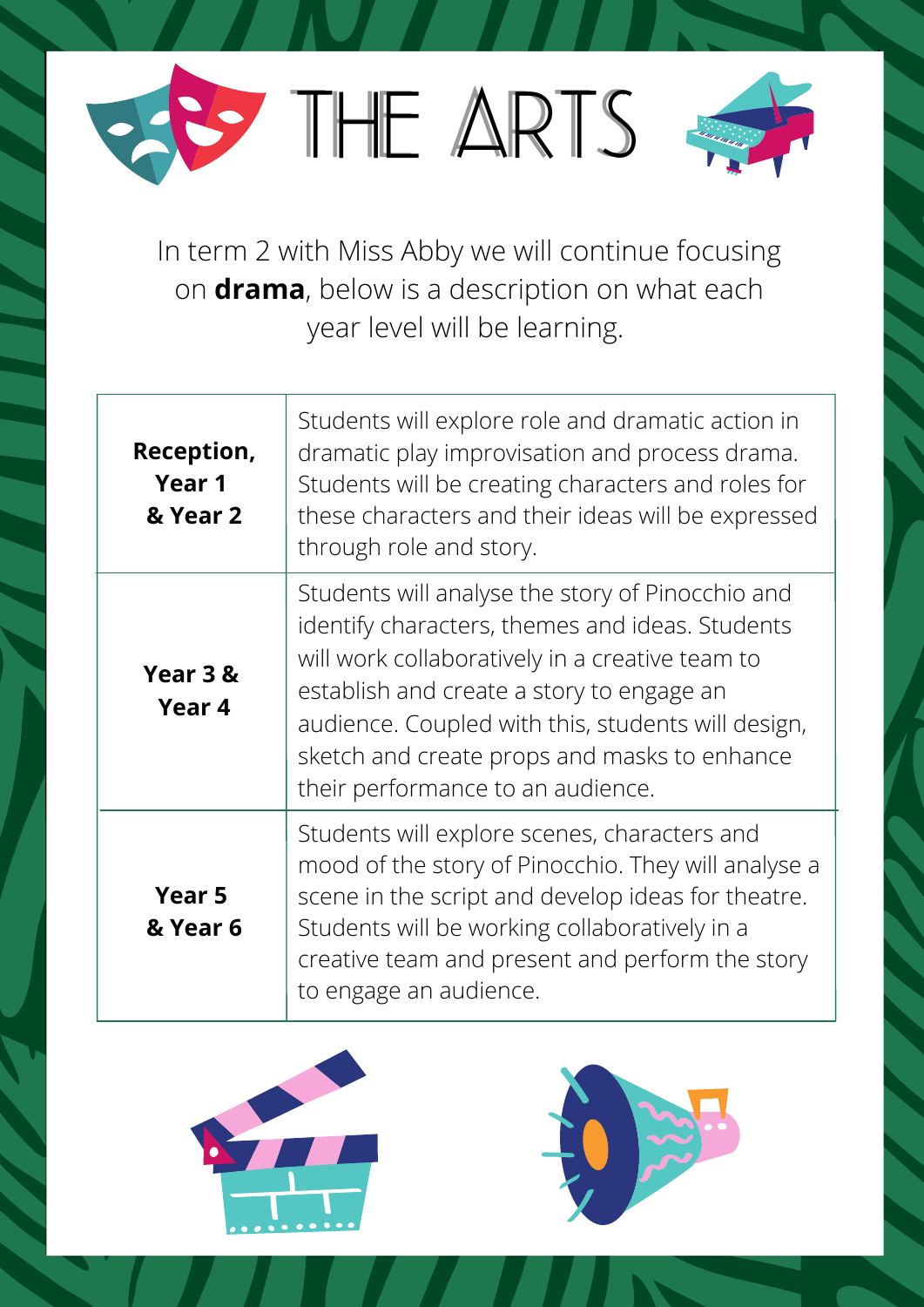# THE ARTS

In term 2 with Miss Abby we will continue focusing on **drama**, below is a description on what each year level will be learning.

| Year Level | Learning |
|---|---|
| **Reception, Year 1 & Year 2** | Students will explore role and dramatic action in dramatic play improvisation and process drama. Students will be creating characters and roles for these characters and their ideas will be expressed through role and story. |
| **Year 3 & Year 4** | Students will analyse the story of Pinocchio and identify characters, themes and ideas. Students will work collaboratively in a creative team to establish and create a story to engage an audience. Coupled with this, students will design, sketch and create props and masks to enhance their performance to an audience. |
| **Year 5 & Year 6** | Students will explore scenes, characters and mood of the story of Pinocchio. They will analyse a scene in the script and develop ideas for theatre. Students will be working collaboratively in a creative team and present and perform the story to engage an audience. |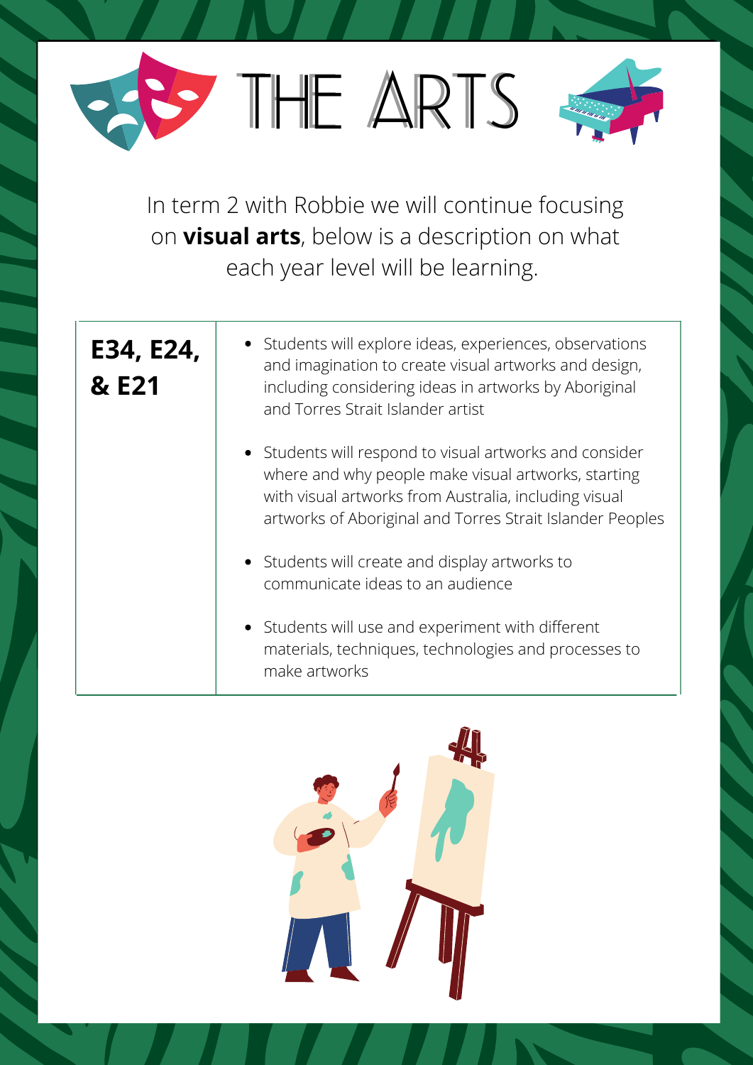# THE ARTS

In term 2 with Robbie we will continue focusing on **visual arts**, below is a description on what each year level will be learning.

| | |
|---|---|
| **E34, E24, & E21** | • Students will explore ideas, experiences, observations and imagination to create visual artworks and design, including considering ideas in artworks by Aboriginal and Torres Strait Islander artist<br><br>• Students will respond to visual artworks and consider where and why people make visual artworks, starting with visual artworks from Australia, including visual artworks of Aboriginal and Torres Strait Islander Peoples<br><br>• Students will create and display artworks to communicate ideas to an audience<br><br>• Students will use and experiment with different materials, techniques, technologies and processes to make artworks |